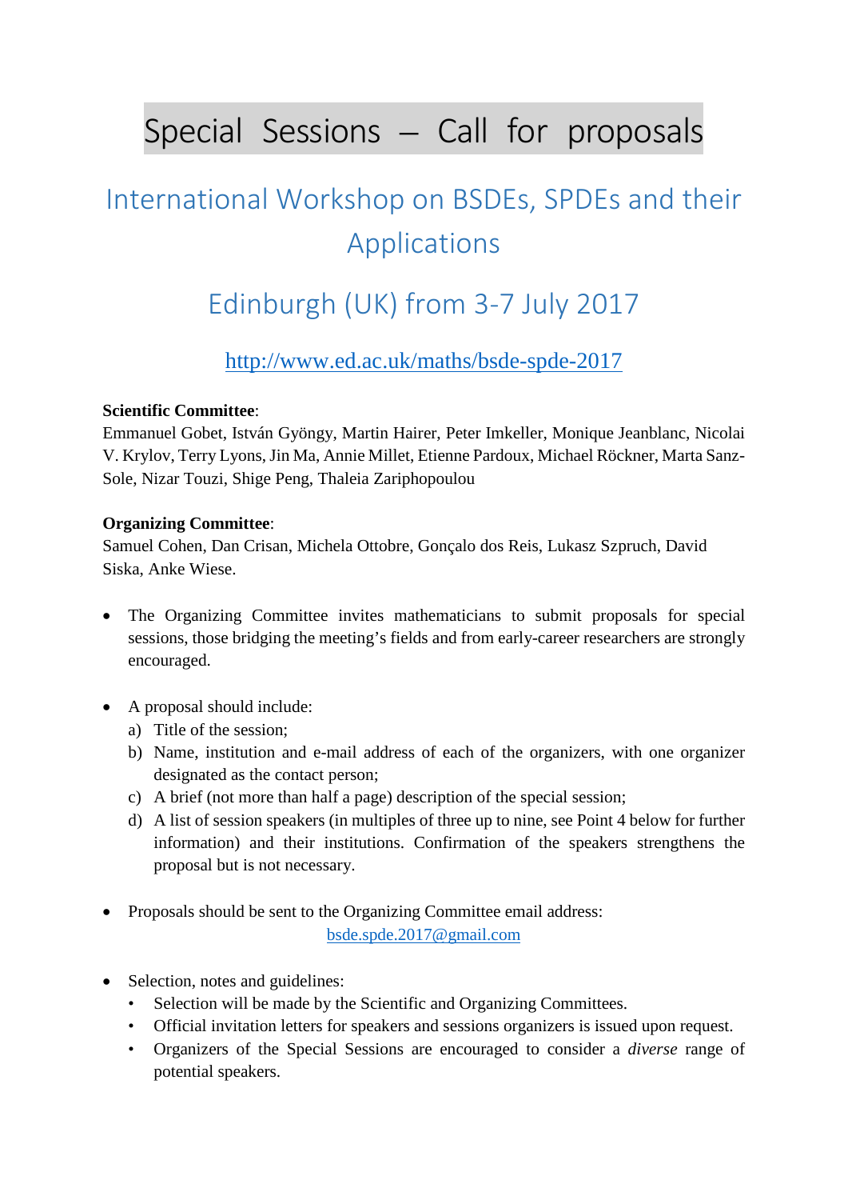# Special Sessions – Call for proposals

## International Workshop on BSDEs, SPDEs and their Applications

## Edinburgh (UK) from 3-7 July 2017

http://www.ed.ac.uk/maths/bsde-spde-2017

**Scientific Committee**:
Emmanuel Gobet, István Gyöngy, Martin Hairer, Peter Imkeller, Monique Jeanblanc, Nicolai V. Krylov, Terry Lyons, Jin Ma, Annie Millet, Etienne Pardoux, Michael Röckner, Marta Sanz-Sole, Nizar Touzi, Shige Peng, Thaleia Zariphopoulou

**Organizing Committee**:
Samuel Cohen, Dan Crisan, Michela Ottobre, Gonçalo dos Reis, Lukasz Szpruch, David Siska, Anke Wiese.

- The Organizing Committee invites mathematicians to submit proposals for special sessions, those bridging the meeting's fields and from early-career researchers are strongly encouraged.

- A proposal should include:
  a) Title of the session;
  b) Name, institution and e-mail address of each of the organizers, with one organizer designated as the contact person;
  c) A brief (not more than half a page) description of the special session;
  d) A list of session speakers (in multiples of three up to nine, see Point 4 below for further information) and their institutions. Confirmation of the speakers strengthens the proposal but is not necessary.

- Proposals should be sent to the Organizing Committee email address:
  bsde.spde.2017@gmail.com

- Selection, notes and guidelines:
  - Selection will be made by the Scientific and Organizing Committees.
  - Official invitation letters for speakers and sessions organizers is issued upon request.
  - Organizers of the Special Sessions are encouraged to consider a *diverse* range of potential speakers.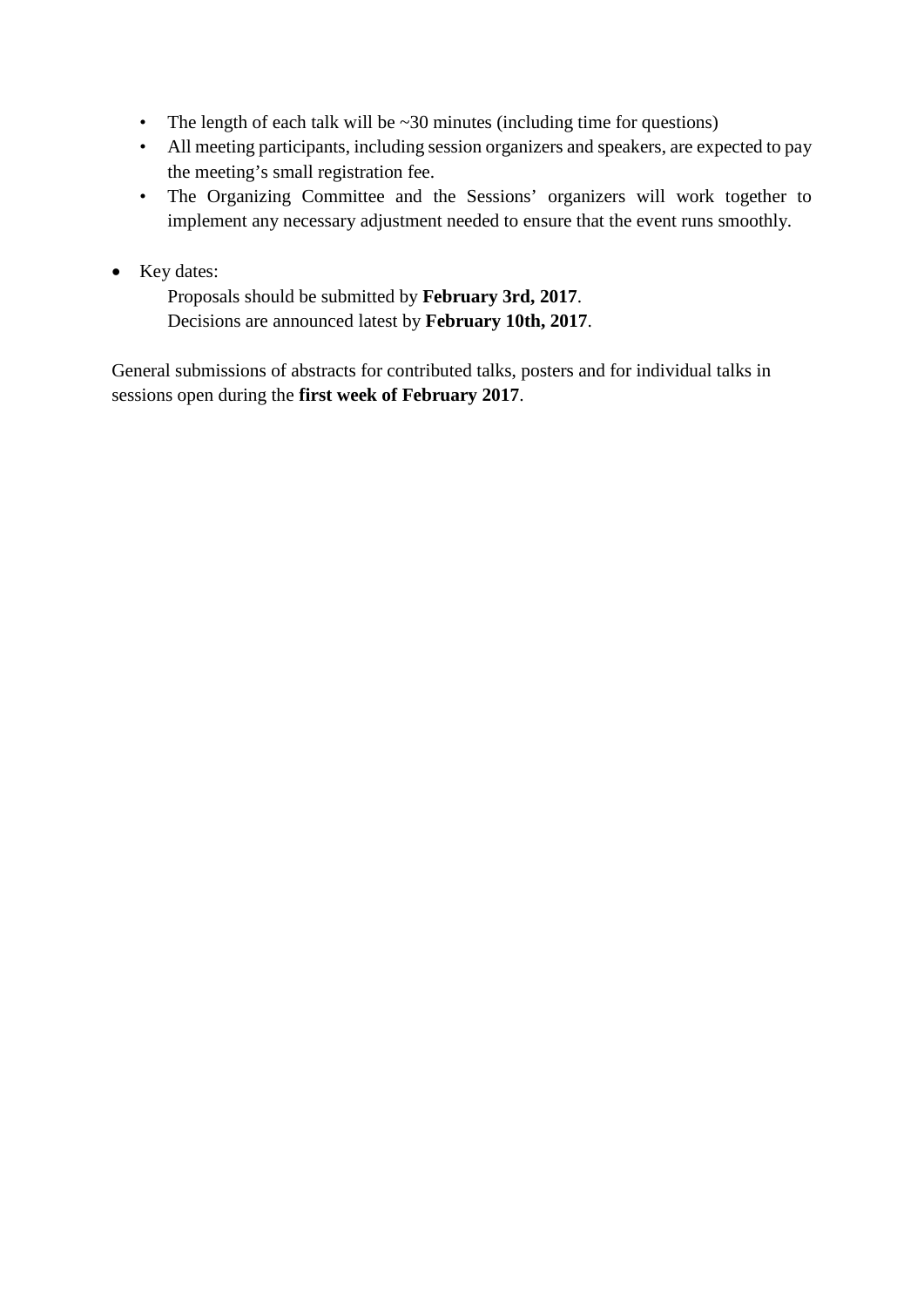- The length of each talk will be ~30 minutes (including time for questions)
- All meeting participants, including session organizers and speakers, are expected to pay the meeting's small registration fee.
- The Organizing Committee and the Sessions' organizers will work together to implement any necessary adjustment needed to ensure that the event runs smoothly.

- Key dates:

  Proposals should be submitted by **February 3rd, 2017**.
  Decisions are announced latest by **February 10th, 2017**.

General submissions of abstracts for contributed talks, posters and for individual talks in sessions open during the **first week of February 2017**.